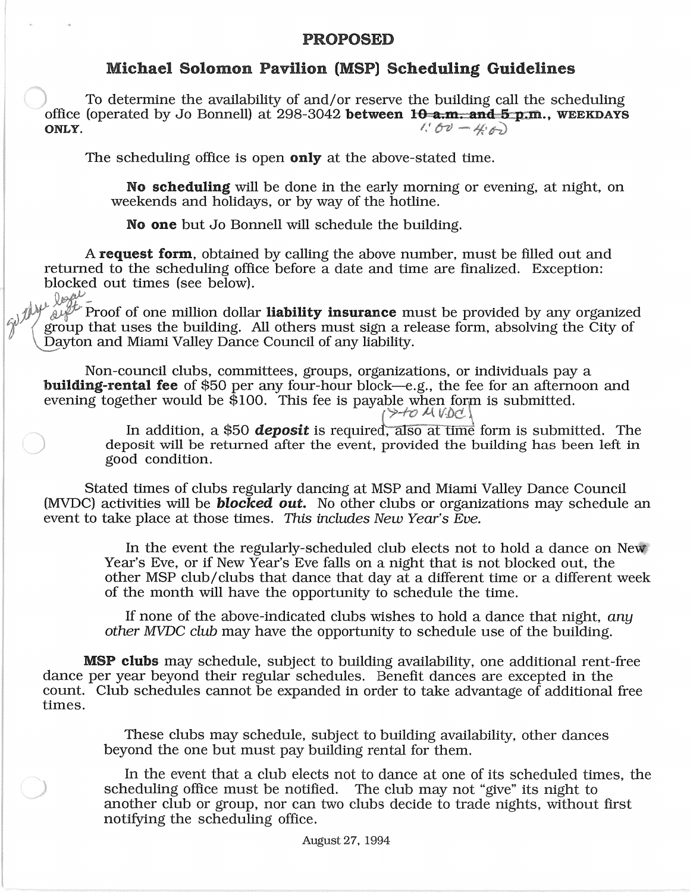# PROPOSED

## Michael Solomon Pavilion (MSP) Scheduling Guidelines

To determine the availability of and/or reserve the building call the scheduling office (operated by Jo Bonnell) at 298-3042 **between** ~~**10 a.m. and 5 p.m.**~~ 1:00 – 4:00, **WEEKDAYS ONLY**.

The scheduling office is open **only** at the above-stated time.

> **No scheduling** will be done in the early morning or evening, at night, on weekends and holidays, or by way of the hotline.
>
> **No one** but Jo Bonnell will schedule the building.

A **request form**, obtained by calling the above number, must be filled out and returned to the scheduling office before a date and time are finalized. Exception: blocked out times (see below).

get the legal dept. – Proof of one million dollar **liability insurance** must be provided by any organized group that uses the building. All others must sign a release form, absolving the City of Dayton and Miami Valley Dance Council of any liability.

Non-council clubs, committees, groups, organizations, or individuals pay a **building-rental fee** of $50 per any four-hour block—e.g., the fee for an afternoon and evening together would be $100. This fee is payable when form is submitted.

> In addition, a $50 ***deposit*** is required (→ to MVDC) ~~, also at time~~ form is submitted. The deposit will be returned after the event, provided the building has been left in good condition.

Stated times of clubs regularly dancing at MSP and Miami Valley Dance Council (MVDC) activities will be ***blocked out.*** No other clubs or organizations may schedule an event to take place at those times. *This includes New Year's Eve.*

> In the event the regularly-scheduled club elects not to hold a dance on New Year's Eve, or if New Year's Eve falls on a night that is not blocked out, the other MSP club/clubs that dance that day at a different time or a different week of the month will have the opportunity to schedule the time.
>
> If none of the above-indicated clubs wishes to hold a dance that night, *any other MVDC club* may have the opportunity to schedule use of the building.

**MSP clubs** may schedule, subject to building availability, one additional rent-free dance per year beyond their regular schedules. Benefit dances are excepted in the count. Club schedules cannot be expanded in order to take advantage of additional free times.

> These clubs may schedule, subject to building availability, other dances beyond the one but must pay building rental for them.
>
> In the event that a club elects not to dance at one of its scheduled times, the scheduling office must be notified. The club may not "give" its night to another club or group, nor can two clubs decide to trade nights, without first notifying the scheduling office.

August 27, 1994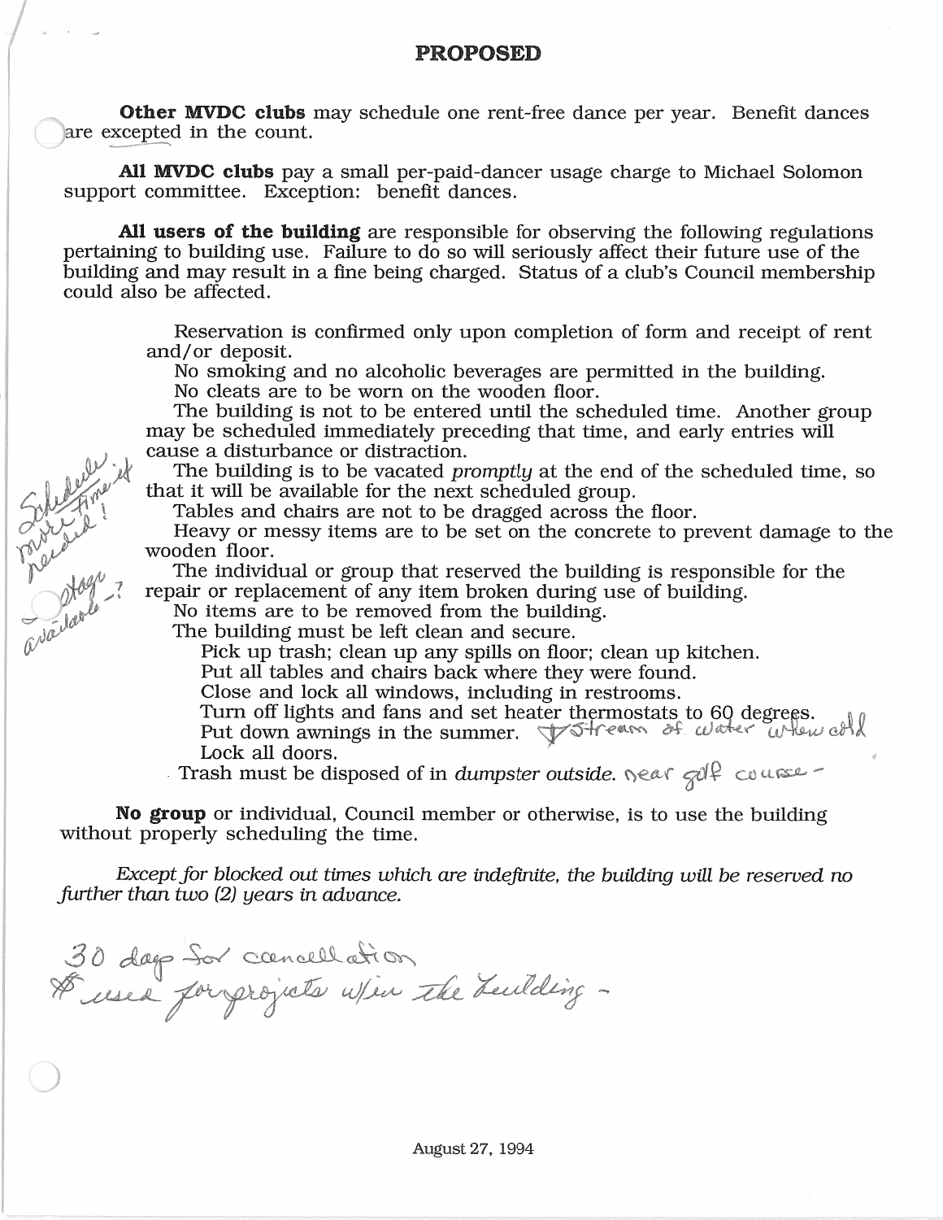# PROPOSED

**Other MVDC clubs** may schedule one rent-free dance per year. Benefit dances are excepted in the count.

**All MVDC clubs** pay a small per-paid-dancer usage charge to Michael Solomon support committee. Exception: benefit dances.

**All users of the building** are responsible for observing the following regulations pertaining to building use. Failure to do so will seriously affect their future use of the building and may result in a fine being charged. Status of a club's Council membership could also be affected.

Reservation is confirmed only upon completion of form and receipt of rent and/or deposit.
No smoking and no alcoholic beverages are permitted in the building.
No cleats are to be worn on the wooden floor.
The building is not to be entered until the scheduled time. Another group may be scheduled immediately preceding that time, and early entries will cause a disturbance or distraction.
The building is to be vacated *promptly* at the end of the scheduled time, so that it will be available for the next scheduled group.
Tables and chairs are not to be dragged across the floor.
Heavy or messy items are to be set on the concrete to prevent damage to the wooden floor.
The individual or group that reserved the building is responsible for the repair or replacement of any item broken during use of building.
No items are to be removed from the building.
The building must be left clean and secure.

- Pick up trash; clean up any spills on floor; clean up kitchen.
- Put all tables and chairs back where they were found.
- Close and lock all windows, including in restrooms.
- Turn off lights and fans and set heater thermostats to 60 degrees.
- Put down awnings in the summer. ☆ Stream of water when cold
- Lock all doors.

Trash must be disposed of in *dumpster outside.* near golf course -

Schedule more time if needed!

Stage available -?

**No group** or individual, Council member or otherwise, is to use the building without properly scheduling the time.

*Except for blocked out times which are indefinite, the building will be reserved no further than two (2) years in advance.*

30 days for cancellation
$ used for projects w/in the building -

August 27, 1994